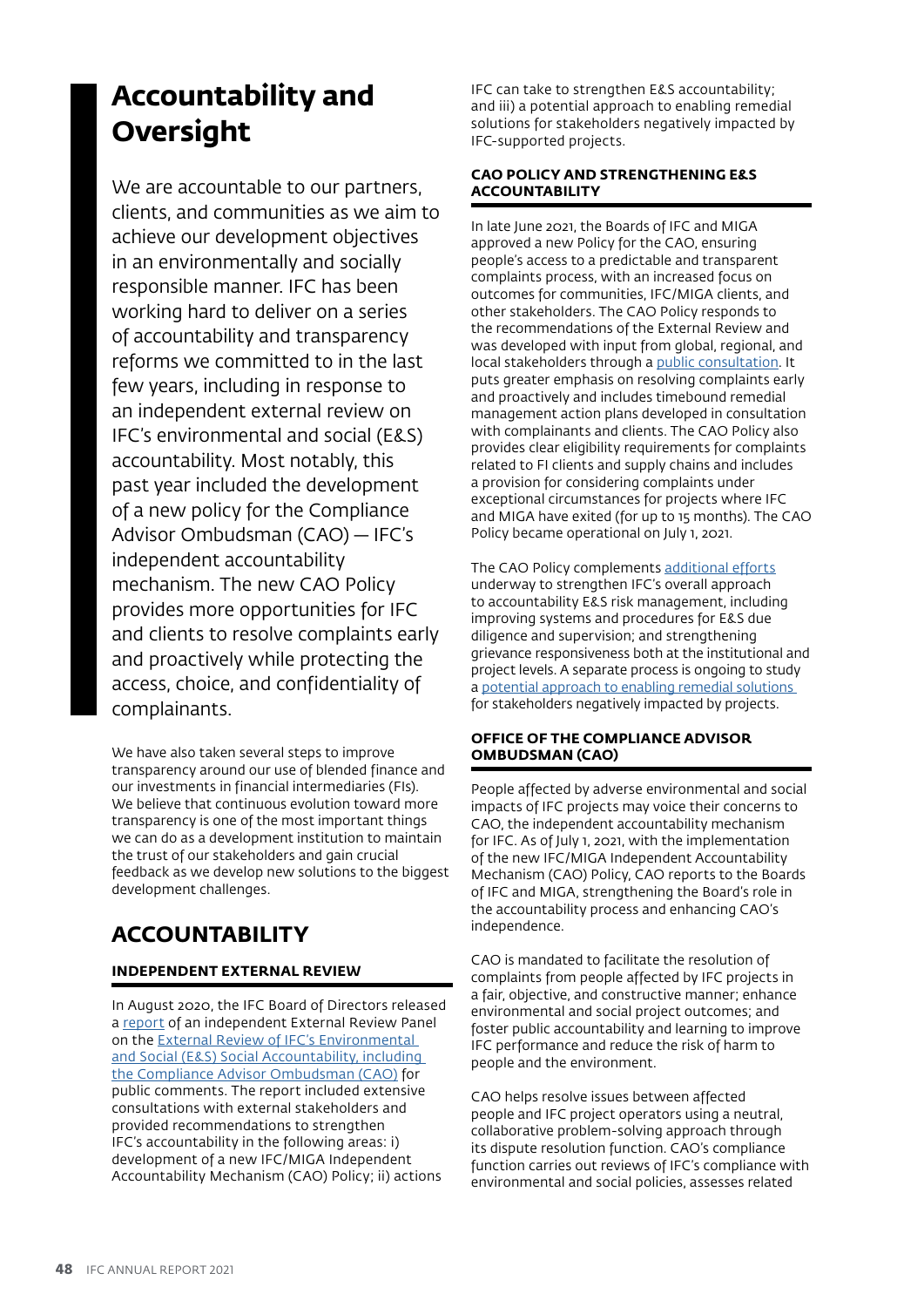# Accountability and Oversight

We are accountable to our partners, clients, and communities as we aim to achieve our development objectives in an environmentally and socially responsible manner. IFC has been working hard to deliver on a series of accountability and transparency reforms we committed to in the last few years, including in response to an independent external review on IFC's environmental and social (E&S) accountability. Most notably, this past year included the development of a new policy for the Compliance Advisor Ombudsman (CAO) — IFC's independent accountability mechanism. The new CAO Policy provides more opportunities for IFC and clients to resolve complaints early and proactively while protecting the access, choice, and confidentiality of complainants.

We have also taken several steps to improve transparency around our use of blended finance and our investments in financial intermediaries (FIs). We believe that continuous evolution toward more transparency is one of the most important things we can do as a development institution to maintain the trust of our stakeholders and gain crucial feedback as we develop new solutions to the biggest development challenges.

## ACCOUNTABILITY

### INDEPENDENT EXTERNAL REVIEW

In August 2020, the IFC Board of Directors released a report of an independent External Review Panel on the External Review of IFC's Environmental and Social (E&S) Social Accountability, including the Compliance Advisor Ombudsman (CAO) for public comments. The report included extensive consultations with external stakeholders and provided recommendations to strengthen IFC's accountability in the following areas: i) development of a new IFC/MIGA Independent Accountability Mechanism (CAO) Policy; ii) actions IFC can take to strengthen E&S accountability; and iii) a potential approach to enabling remedial solutions for stakeholders negatively impacted by IFC-supported projects.

### CAO POLICY AND STRENGTHENING E&S ACCOUNTABILITY

In late June 2021, the Boards of IFC and MIGA approved a new Policy for the CAO, ensuring people's access to a predictable and transparent complaints process, with an increased focus on outcomes for communities, IFC/MIGA clients, and other stakeholders. The CAO Policy responds to the recommendations of the External Review and was developed with input from global, regional, and local stakeholders through a public consultation. It puts greater emphasis on resolving complaints early and proactively and includes timebound remedial management action plans developed in consultation with complainants and clients. The CAO Policy also provides clear eligibility requirements for complaints related to FI clients and supply chains and includes a provision for considering complaints under exceptional circumstances for projects where IFC and MIGA have exited (for up to 15 months). The CAO Policy became operational on July 1, 2021.

The CAO Policy complements additional efforts underway to strengthen IFC's overall approach to accountability E&S risk management, including improving systems and procedures for E&S due diligence and supervision; and strengthening grievance responsiveness both at the institutional and project levels. A separate process is ongoing to study a potential approach to enabling remedial solutions for stakeholders negatively impacted by projects.

### OFFICE OF THE COMPLIANCE ADVISOR OMBUDSMAN (CAO)

People affected by adverse environmental and social impacts of IFC projects may voice their concerns to CAO, the independent accountability mechanism for IFC. As of July 1, 2021, with the implementation of the new IFC/MIGA Independent Accountability Mechanism (CAO) Policy, CAO reports to the Boards of IFC and MIGA, strengthening the Board's role in the accountability process and enhancing CAO's independence.

CAO is mandated to facilitate the resolution of complaints from people affected by IFC projects in a fair, objective, and constructive manner; enhance environmental and social project outcomes; and foster public accountability and learning to improve IFC performance and reduce the risk of harm to people and the environment.

CAO helps resolve issues between affected people and IFC project operators using a neutral, collaborative problem-solving approach through its dispute resolution function. CAO's compliance function carries out reviews of IFC's compliance with environmental and social policies, assesses related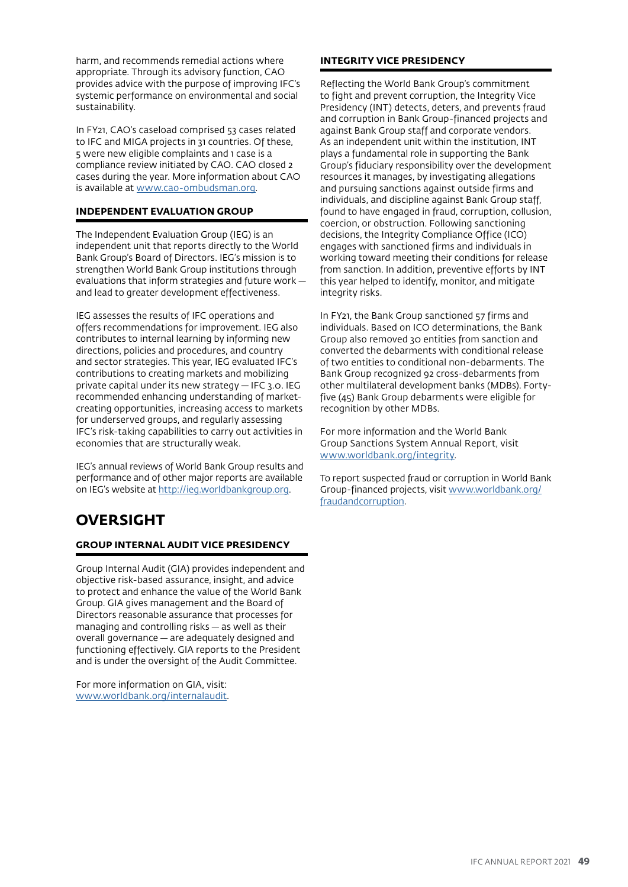harm, and recommends remedial actions where appropriate. Through its advisory function, CAO provides advice with the purpose of improving IFC's systemic performance on environmental and social sustainability.

In FY21, CAO's caseload comprised 53 cases related to IFC and MIGA projects in 31 countries. Of these, 5 were new eligible complaints and 1 case is a compliance review initiated by CAO. CAO closed 2 cases during the year. More information about CAO is available at www.cao-ombudsman.org.

### INDEPENDENT EVALUATION GROUP

The Independent Evaluation Group (IEG) is an independent unit that reports directly to the World Bank Group's Board of Directors. IEG's mission is to strengthen World Bank Group institutions through evaluations that inform strategies and future work — and lead to greater development effectiveness.

IEG assesses the results of IFC operations and offers recommendations for improvement. IEG also contributes to internal learning by informing new directions, policies and procedures, and country and sector strategies. This year, IEG evaluated IFC's contributions to creating markets and mobilizing private capital under its new strategy — IFC 3.0. IEG recommended enhancing understanding of market-creating opportunities, increasing access to markets for underserved groups, and regularly assessing IFC's risk-taking capabilities to carry out activities in economies that are structurally weak.

IEG's annual reviews of World Bank Group results and performance and of other major reports are available on IEG's website at http://ieg.worldbankgroup.org.

## OVERSIGHT

### GROUP INTERNAL AUDIT VICE PRESIDENCY

Group Internal Audit (GIA) provides independent and objective risk-based assurance, insight, and advice to protect and enhance the value of the World Bank Group. GIA gives management and the Board of Directors reasonable assurance that processes for managing and controlling risks — as well as their overall governance — are adequately designed and functioning effectively. GIA reports to the President and is under the oversight of the Audit Committee.

For more information on GIA, visit: www.worldbank.org/internalaudit.

### INTEGRITY VICE PRESIDENCY

Reflecting the World Bank Group's commitment to fight and prevent corruption, the Integrity Vice Presidency (INT) detects, deters, and prevents fraud and corruption in Bank Group-financed projects and against Bank Group staff and corporate vendors. As an independent unit within the institution, INT plays a fundamental role in supporting the Bank Group's fiduciary responsibility over the development resources it manages, by investigating allegations and pursuing sanctions against outside firms and individuals, and discipline against Bank Group staff, found to have engaged in fraud, corruption, collusion, coercion, or obstruction. Following sanctioning decisions, the Integrity Compliance Office (ICO) engages with sanctioned firms and individuals in working toward meeting their conditions for release from sanction. In addition, preventive efforts by INT this year helped to identify, monitor, and mitigate integrity risks.

In FY21, the Bank Group sanctioned 57 firms and individuals. Based on ICO determinations, the Bank Group also removed 30 entities from sanction and converted the debarments with conditional release of two entities to conditional non-debarments. The Bank Group recognized 92 cross-debarments from other multilateral development banks (MDBs). Forty-five (45) Bank Group debarments were eligible for recognition by other MDBs.

For more information and the World Bank Group Sanctions System Annual Report, visit www.worldbank.org/integrity.

To report suspected fraud or corruption in World Bank Group-financed projects, visit www.worldbank.org/fraudandcorruption.